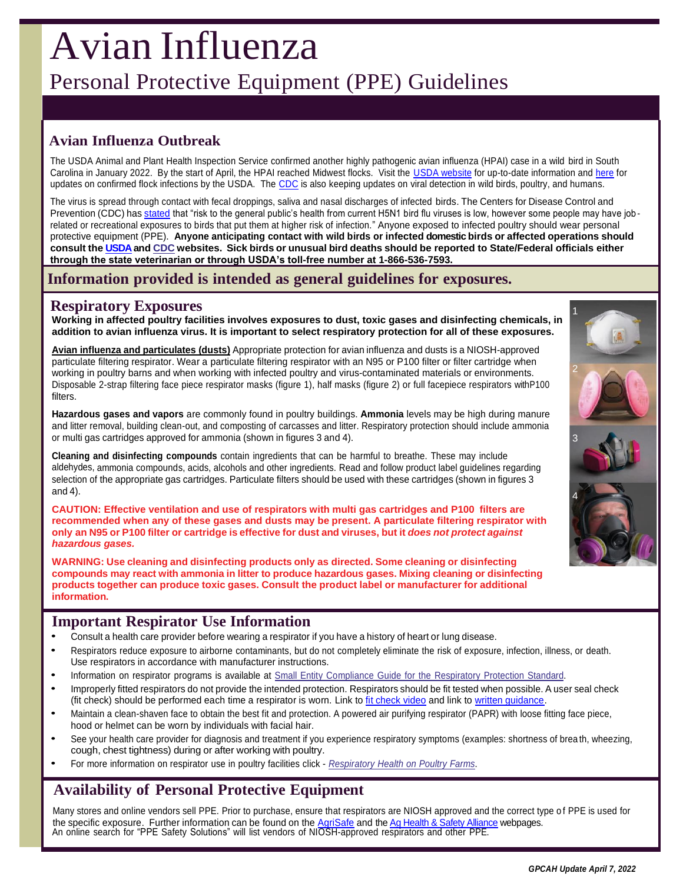# Avian Influenza

## Personal Protective Equipment (PPE) Guidelines

### Avian Influenza Outbreak

The USDA Animal and Plant Health Inspection Service confirmed another highly pathogenic avian influenza (HPAI) case in a wild bird in South Carolina in January 2022. By the start of April, the HPAI reached Midwest flocks. Visit the USDA website for up-to-date information and here for updates on confirmed flock infections by the USDA. The CDC is also keeping updates on viral detection in wild birds, poultry, and humans.

The virus is spread through contact with fecal droppings, saliva and nasal discharges of infected birds. The Centers for Disease Control and Prevention (CDC) has stated that "risk to the general public's health from current H5N1 bird flu viruses is low, however some people may have job-related or recreational exposures to birds that put them at higher risk of infection." Anyone exposed to infected poultry should wear personal protective equipment (PPE). **Anyone anticipating contact with wild birds or infected domestic birds or affected operations should consult the USDA and CDC websites. Sick birds or unusual bird deaths should be reported to State/Federal officials either through the state veterinarian or through USDA's toll-free number at 1-866-536-7593.**

### Information provided is intended as general guidelines for exposures.

### Respiratory Exposures

**Working in affected poultry facilities involves exposures to dust, toxic gases and disinfecting chemicals, in addition to avian influenza virus. It is important to select respiratory protection for all of these exposures.**

**Avian influenza and particulates (dusts)** Appropriate protection for avian influenza and dusts is a NIOSH-approved particulate filtering respirator. Wear a particulate filtering respirator with an N95 or P100 filter or filter cartridge when working in poultry barns and when working with infected poultry and virus-contaminated materials or environments. Disposable 2-strap filtering face piece respirator masks (figure 1), half masks (figure 2) or full facepiece respirators withP100 filters.

**Hazardous gases and vapors** are commonly found in poultry buildings. **Ammonia** levels may be high during manure and litter removal, building clean-out, and composting of carcasses and litter. Respiratory protection should include ammonia or multi gas cartridges approved for ammonia (shown in figures 3 and 4).

**Cleaning and disinfecting compounds** contain ingredients that can be harmful to breathe. These may include aldehydes, ammonia compounds, acids, alcohols and other ingredients. Read and follow product label guidelines regarding selection of the appropriate gas cartridges. Particulate filters should be used with these cartridges (shown in figures 3 and 4).

**CAUTION: Effective ventilation and use of respirators with multi gas cartridges and P100 filters are recommended when any of these gases and dusts may be present. A particulate filtering respirator with only an N95 or P100 filter or cartridge is effective for dust and viruses, but it *does not protect against hazardous gases.***

**WARNING: Use cleaning and disinfecting products only as directed. Some cleaning or disinfecting compounds may react with ammonia in litter to produce hazardous gases. Mixing cleaning or disinfecting products together can produce toxic gases. Consult the product label or manufacturer for additional information.**

1

2

3

4

### Important Respirator Use Information

- Consult a health care provider before wearing a respirator if you have a history of heart or lung disease.
- Respirators reduce exposure to airborne contaminants, but do not completely eliminate the risk of exposure, infection, illness, or death. Use respirators in accordance with manufacturer instructions.
- Information on respirator programs is available at Small Entity Compliance Guide for the Respiratory Protection Standard.
- Improperly fitted respirators do not provide the intended protection. Respirators should be fit tested when possible. A user seal check (fit check) should be performed each time a respirator is worn. Link to fit check video and link to written guidance.
- Maintain a clean-shaven face to obtain the best fit and protection. A powered air purifying respirator (PAPR) with loose fitting face piece, hood or helmet can be worn by individuals with facial hair.
- See your health care provider for diagnosis and treatment if you experience respiratory symptoms (examples: shortness of breath, wheezing, cough, chest tightness) during or after working with poultry.
- For more information on respirator use in poultry facilities click - *Respiratory Health on Poultry Farms*.

### Availability of Personal Protective Equipment

Many stores and online vendors sell PPE. Prior to purchase, ensure that respirators are NIOSH approved and the correct type of PPE is used for the specific exposure. Further information can be found on the AgriSafe and the Ag Health & Safety Alliance webpages. An online search for "PPE Safety Solutions" will list vendors of NIOSH-approved respirators and other PPE.

***GPCAH Update April 7, 2022***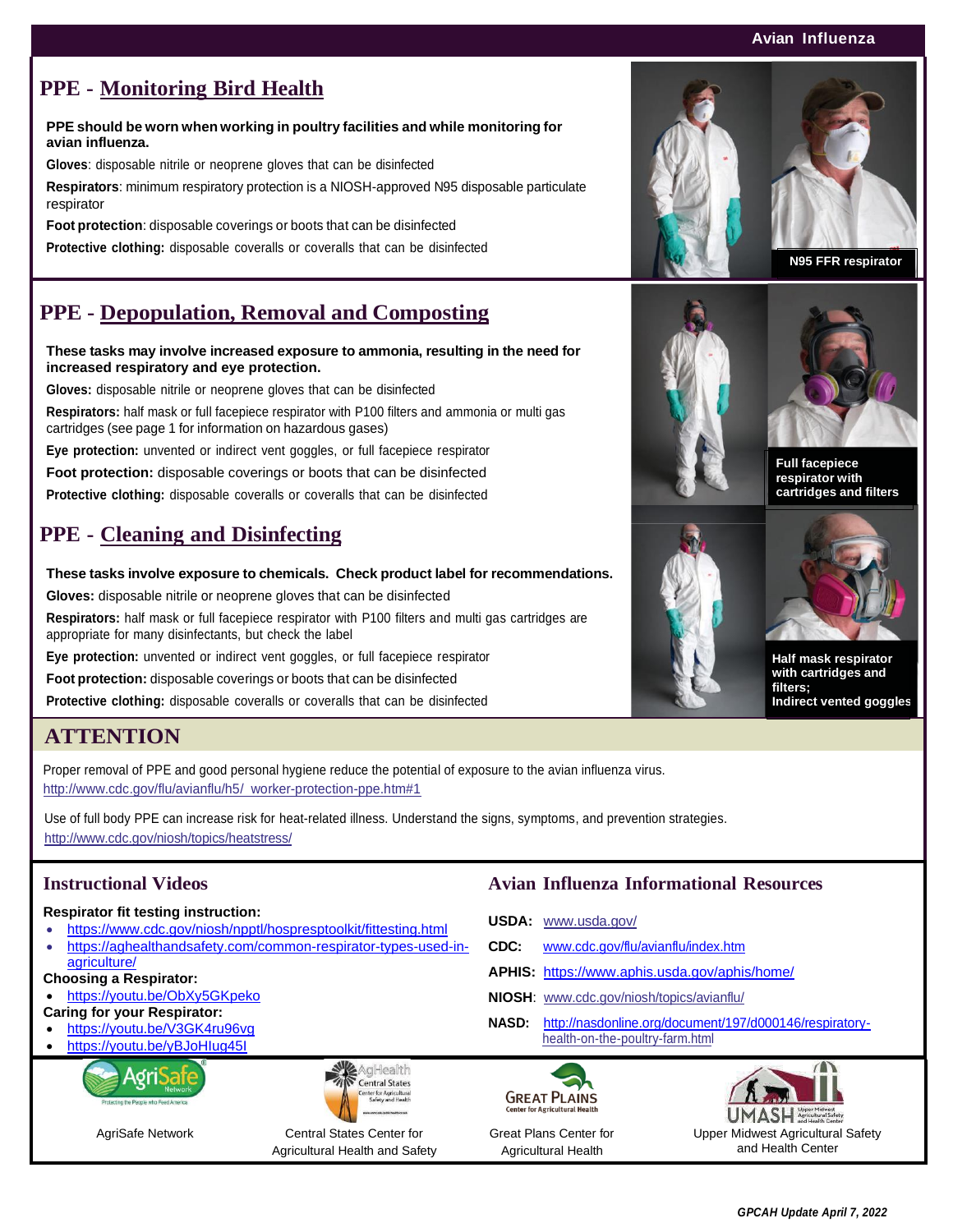## PPE - Monitoring Bird Health

**PPE should be worn when working in poultry facilities and while monitoring for avian influenza.**

**Gloves**: disposable nitrile or neoprene gloves that can be disinfected

**Respirators**: minimum respiratory protection is a NIOSH-approved N95 disposable particulate respirator

**Foot protection**: disposable coverings or boots that can be disinfected

**Protective clothing:** disposable coveralls or coveralls that can be disinfected

N95 FFR respirator

## PPE - Depopulation, Removal and Composting

**These tasks may involve increased exposure to ammonia, resulting in the need for increased respiratory and eye protection.**

**Gloves:** disposable nitrile or neoprene gloves that can be disinfected

**Respirators:** half mask or full facepiece respirator with P100 filters and ammonia or multi gas cartridges (see page 1 for information on hazardous gases)

**Eye protection:** unvented or indirect vent goggles, or full facepiece respirator

**Foot protection:** disposable coverings or boots that can be disinfected

**Protective clothing:** disposable coveralls or coveralls that can be disinfected

Full facepiece respirator with cartridges and filters

## PPE - Cleaning and Disinfecting

**These tasks involve exposure to chemicals. Check product label for recommendations.**

**Gloves:** disposable nitrile or neoprene gloves that can be disinfected

**Respirators:** half mask or full facepiece respirator with P100 filters and multi gas cartridges are appropriate for many disinfectants, but check the label

**Eye protection:** unvented or indirect vent goggles, or full facepiece respirator

**Foot protection:** disposable coverings or boots that can be disinfected

**Protective clothing:** disposable coveralls or coveralls that can be disinfected

Half mask respirator with cartridges and filters;
Indirect vented goggles

## ATTENTION

Proper removal of PPE and good personal hygiene reduce the potential of exposure to the avian influenza virus.
http://www.cdc.gov/flu/avianflu/h5/ worker-protection-ppe.htm#1

Use of full body PPE can increase risk for heat-related illness. Understand the signs, symptoms, and prevention strategies.
http://www.cdc.gov/niosh/topics/heatstress/

## Instructional Videos

**Respirator fit testing instruction:**

- https://www.cdc.gov/niosh/npptl/hospresptoolkit/fittesting.html
- https://aghealthandsafety.com/common-respirator-types-used-in-agriculture/

**Choosing a Respirator:**

- https://youtu.be/ObXy5GKpeko

**Caring for your Respirator:**

- https://youtu.be/V3GK4ru96vg
- https://youtu.be/yBJoHIug45I

## Avian Influenza Informational Resources

**USDA:** www.usda.gov/

**CDC:** www.cdc.gov/flu/avianflu/index.htm

**APHIS:** https://www.aphis.usda.gov/aphis/home/

**NIOSH**: www.cdc.gov/niosh/topics/avianflu/

**NASD:** http://nasdonline.org/document/197/d000146/respiratory-health-on-the-poultry-farm.html

AgriSafe Network

Central States Center for Agricultural Health and Safety

Great Plains Center for Agricultural Health

Upper Midwest Agricultural Safety and Health Center

*GPCAH Update April 7, 2022*